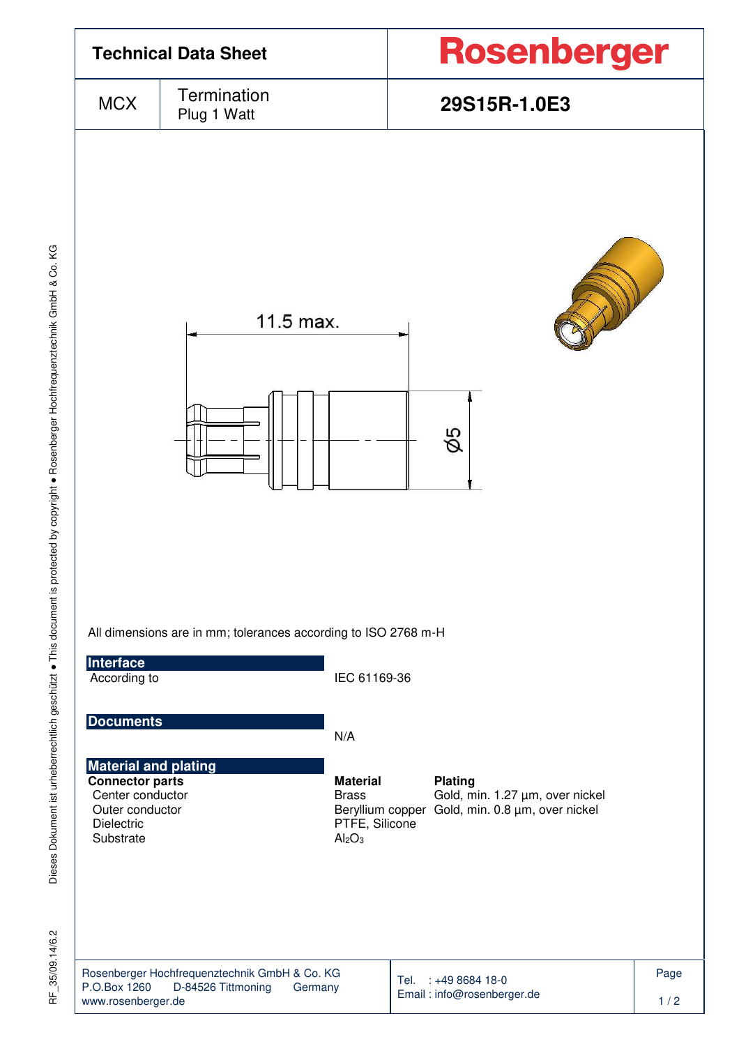# Technical Data Sheet

**Rosenberger**

| MCX | Termination<br>Plug 1 Watt | **29S15R-1.0E3** |
|---|---|---|

11.5 max.

⌀5

All dimensions are in mm; tolerances according to ISO 2768 m-H

## Interface

| | |
|---|---|
| According to | IEC 61169-36 |

## Documents

N/A

## Material and plating

| Connector parts | Material | Plating |
|---|---|---|
| Center conductor | Brass | Gold, min. 1.27 µm, over nickel |
| Outer conductor | Beryllium copper | Gold, min. 0.8 µm, over nickel |
| Dielectric | PTFE, Silicone | |
| Substrate | $Al_2O_3$ | |

Rosenberger Hochfrequenztechnik GmbH & Co. KG
P.O.Box 1260 D-84526 Tittmoning Germany
www.rosenberger.de

Tel. : +49 8684 18-0
Email : info@rosenberger.de

Dieses Dokument ist urheberrechtlich geschützt ● This document is protected by copyright ● Rosenberger Hochfrequenztechnik GmbH & Co. KG

RF_35/09.14/6.2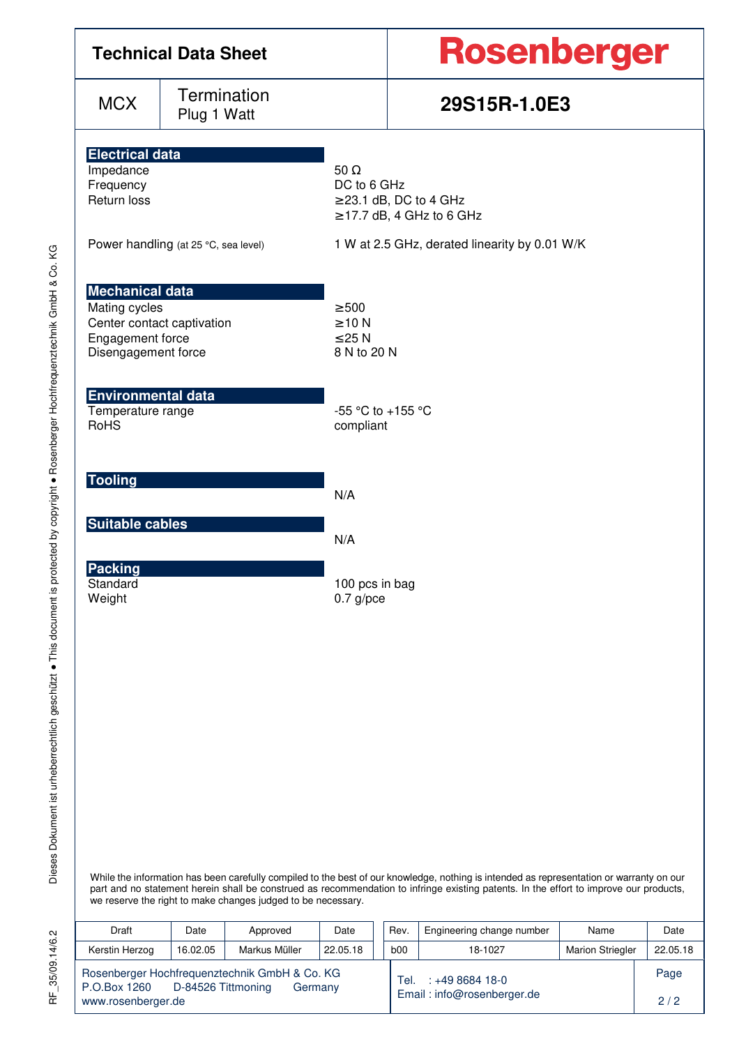# Technical Data Sheet

**Rosenberger**

| | | |
|---|---|---|
| MCX | Termination<br>Plug 1 Watt | **29S15R-1.0E3** |

## Electrical data

| | |
|---|---|
| Impedance | 50 Ω |
| Frequency | DC to 6 GHz |
| Return loss | ≥23.1 dB, DC to 4 GHz<br>≥17.7 dB, 4 GHz to 6 GHz |
| Power handling (at 25 °C, sea level) | 1 W at 2.5 GHz, derated linearity by 0.01 W/K |

## Mechanical data

| | |
|---|---|
| Mating cycles | ≥500 |
| Center contact captivation | ≥10 N |
| Engagement force | ≤25 N |
| Disengagement force | 8 N to 20 N |

## Environmental data

| | |
|---|---|
| Temperature range | -55 °C to +155 °C |
| RoHS | compliant |

## Tooling

N/A

## Suitable cables

N/A

## Packing

| | |
|---|---|
| Standard | 100 pcs in bag |
| Weight | 0.7 g/pce |

While the information has been carefully compiled to the best of our knowledge, nothing is intended as representation or warranty on our part and no statement herein shall be construed as recommendation to infringe existing patents. In the effort to improve our products, we reserve the right to make changes judged to be necessary.

| Draft | Date | Approved | Date | Rev. | Engineering change number | Name | Date |
|---|---|---|---|---|---|---|---|
| Kerstin Herzog | 16.02.05 | Markus Müller | 22.05.18 | b00 | 18-1027 | Marion Striegler | 22.05.18 |

Rosenberger Hochfrequenztechnik GmbH & Co. KG
P.O.Box 1260 D-84526 Tittmoning Germany
www.rosenberger.de

Tel. : +49 8684 18-0
Email : info@rosenberger.de

RF_35/09.14/6.2

Dieses Dokument ist urheberrechtlich geschützt ● This document is protected by copyright ● Rosenberger Hochfrequenztechnik GmbH & Co. KG